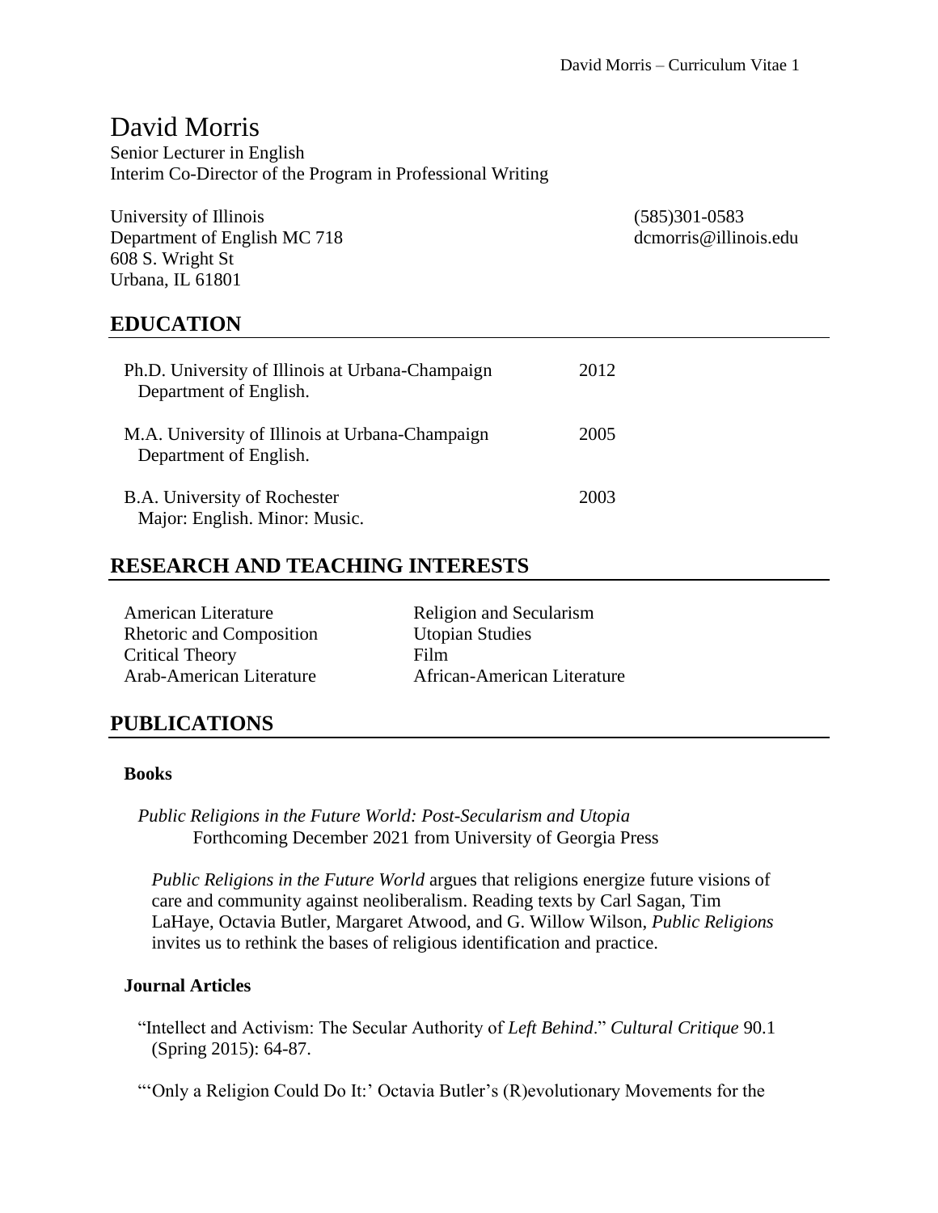# David Morris

Senior Lecturer in English
Interim Co-Director of the Program in Professional Writing

University of Illinois
Department of English MC 718
608 S. Wright St
Urbana, IL 61801

(585)301-0583
dcmorris@illinois.edu

## EDUCATION

Ph.D. University of Illinois at Urbana-Champaign — 2012
Department of English.

M.A. University of Illinois at Urbana-Champaign — 2005
Department of English.

B.A. University of Rochester — 2003
Major: English. Minor: Music.

## RESEARCH AND TEACHING INTERESTS

- American Literature
- Rhetoric and Composition
- Critical Theory
- Arab-American Literature
- Religion and Secularism
- Utopian Studies
- Film
- African-American Literature

## PUBLICATIONS

### Books

*Public Religions in the Future World: Post-Secularism and Utopia*
Forthcoming December 2021 from University of Georgia Press

*Public Religions in the Future World* argues that religions energize future visions of care and community against neoliberalism. Reading texts by Carl Sagan, Tim LaHaye, Octavia Butler, Margaret Atwood, and G. Willow Wilson, *Public Religions* invites us to rethink the bases of religious identification and practice.

### Journal Articles

"Intellect and Activism: The Secular Authority of *Left Behind*." *Cultural Critique* 90.1 (Spring 2015): 64-87.

"'Only a Religion Could Do It:' Octavia Butler's (R)evolutionary Movements for the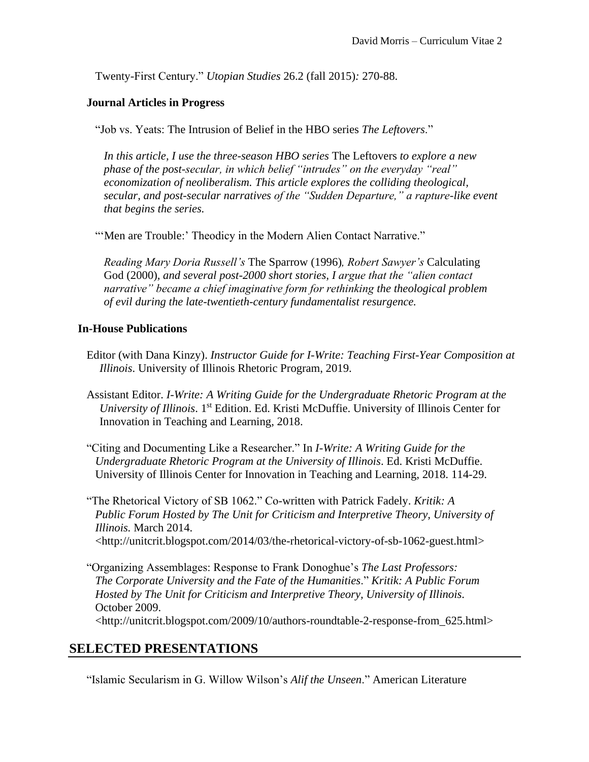Twenty-First Century." *Utopian Studies* 26.2 (fall 2015)*:* 270-88.

### Journal Articles in Progress

"Job vs. Yeats: The Intrusion of Belief in the HBO series *The Leftovers*."

*In this article, I use the three-season HBO series* The Leftovers *to explore a new phase of the post-secular, in which belief "intrudes" on the everyday "real" economization of neoliberalism. This article explores the colliding theological, secular, and post-secular narratives of the "Sudden Departure," a rapture-like event that begins the series.*

"'Men are Trouble:' Theodicy in the Modern Alien Contact Narrative."

*Reading Mary Doria Russell's* The Sparrow (1996)*, Robert Sawyer's* Calculating God (2000)*, and several post-2000 short stories, I argue that the "alien contact narrative" became a chief imaginative form for rethinking the theological problem of evil during the late-twentieth-century fundamentalist resurgence.*

### In-House Publications

Editor (with Dana Kinzy). *Instructor Guide for I-Write: Teaching First-Year Composition at Illinois*. University of Illinois Rhetoric Program, 2019.

Assistant Editor. *I-Write: A Writing Guide for the Undergraduate Rhetoric Program at the University of Illinois*. 1st Edition. Ed. Kristi McDuffie. University of Illinois Center for Innovation in Teaching and Learning, 2018.

"Citing and Documenting Like a Researcher." In *I-Write: A Writing Guide for the Undergraduate Rhetoric Program at the University of Illinois*. Ed. Kristi McDuffie. University of Illinois Center for Innovation in Teaching and Learning, 2018. 114-29.

"The Rhetorical Victory of SB 1062." Co-written with Patrick Fadely. *Kritik: A Public Forum Hosted by The Unit for Criticism and Interpretive Theory, University of Illinois.* March 2014. <http://unitcrit.blogspot.com/2014/03/the-rhetorical-victory-of-sb-1062-guest.html>

"Organizing Assemblages: Response to Frank Donoghue's *The Last Professors: The Corporate University and the Fate of the Humanities*." *Kritik: A Public Forum Hosted by The Unit for Criticism and Interpretive Theory, University of Illinois*. October 2009. <http://unitcrit.blogspot.com/2009/10/authors-roundtable-2-response-from_625.html>

## SELECTED PRESENTATIONS

"Islamic Secularism in G. Willow Wilson's *Alif the Unseen*." American Literature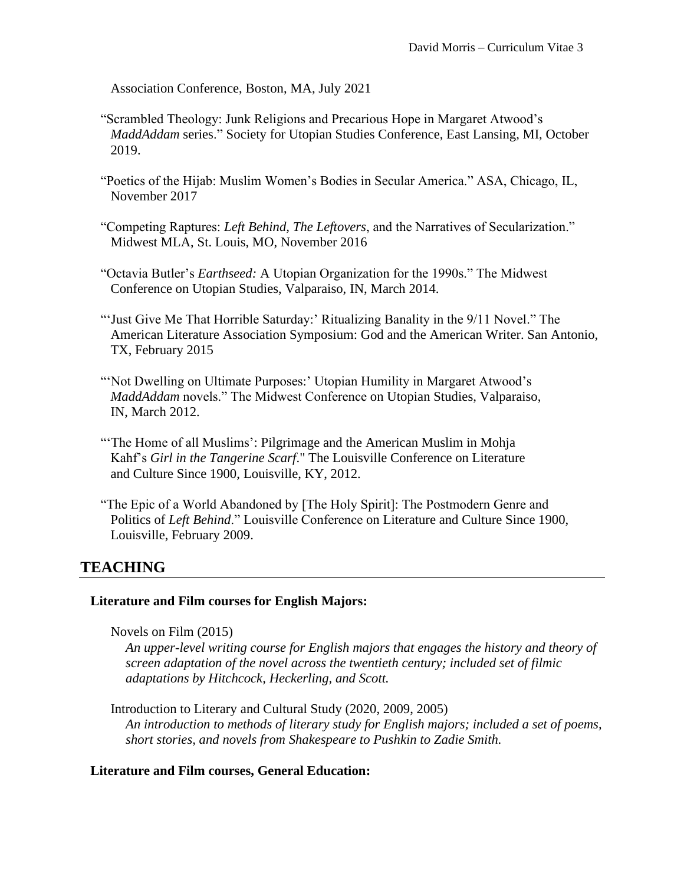Association Conference, Boston, MA, July 2021

"Scrambled Theology: Junk Religions and Precarious Hope in Margaret Atwood's *MaddAddam* series." Society for Utopian Studies Conference, East Lansing, MI, October 2019.

"Poetics of the Hijab: Muslim Women's Bodies in Secular America." ASA, Chicago, IL, November 2017

"Competing Raptures: *Left Behind*, *The Leftovers*, and the Narratives of Secularization." Midwest MLA, St. Louis, MO, November 2016

"Octavia Butler's *Earthseed:* A Utopian Organization for the 1990s." The Midwest Conference on Utopian Studies, Valparaiso, IN, March 2014.

"'Just Give Me That Horrible Saturday:' Ritualizing Banality in the 9/11 Novel." The American Literature Association Symposium: God and the American Writer. San Antonio, TX, February 2015

"'Not Dwelling on Ultimate Purposes:' Utopian Humility in Margaret Atwood's *MaddAddam* novels." The Midwest Conference on Utopian Studies, Valparaiso, IN, March 2012.

"'The Home of all Muslims': Pilgrimage and the American Muslim in Mohja Kahf's *Girl in the Tangerine Scarf*." The Louisville Conference on Literature and Culture Since 1900, Louisville, KY, 2012.

"The Epic of a World Abandoned by [The Holy Spirit]: The Postmodern Genre and Politics of *Left Behind*." Louisville Conference on Literature and Culture Since 1900, Louisville, February 2009.

## TEACHING

### Literature and Film courses for English Majors:

Novels on Film (2015)
*An upper-level writing course for English majors that engages the history and theory of screen adaptation of the novel across the twentieth century; included set of filmic adaptations by Hitchcock, Heckerling, and Scott.*

Introduction to Literary and Cultural Study (2020, 2009, 2005)
*An introduction to methods of literary study for English majors; included a set of poems, short stories, and novels from Shakespeare to Pushkin to Zadie Smith.*

### Literature and Film courses, General Education: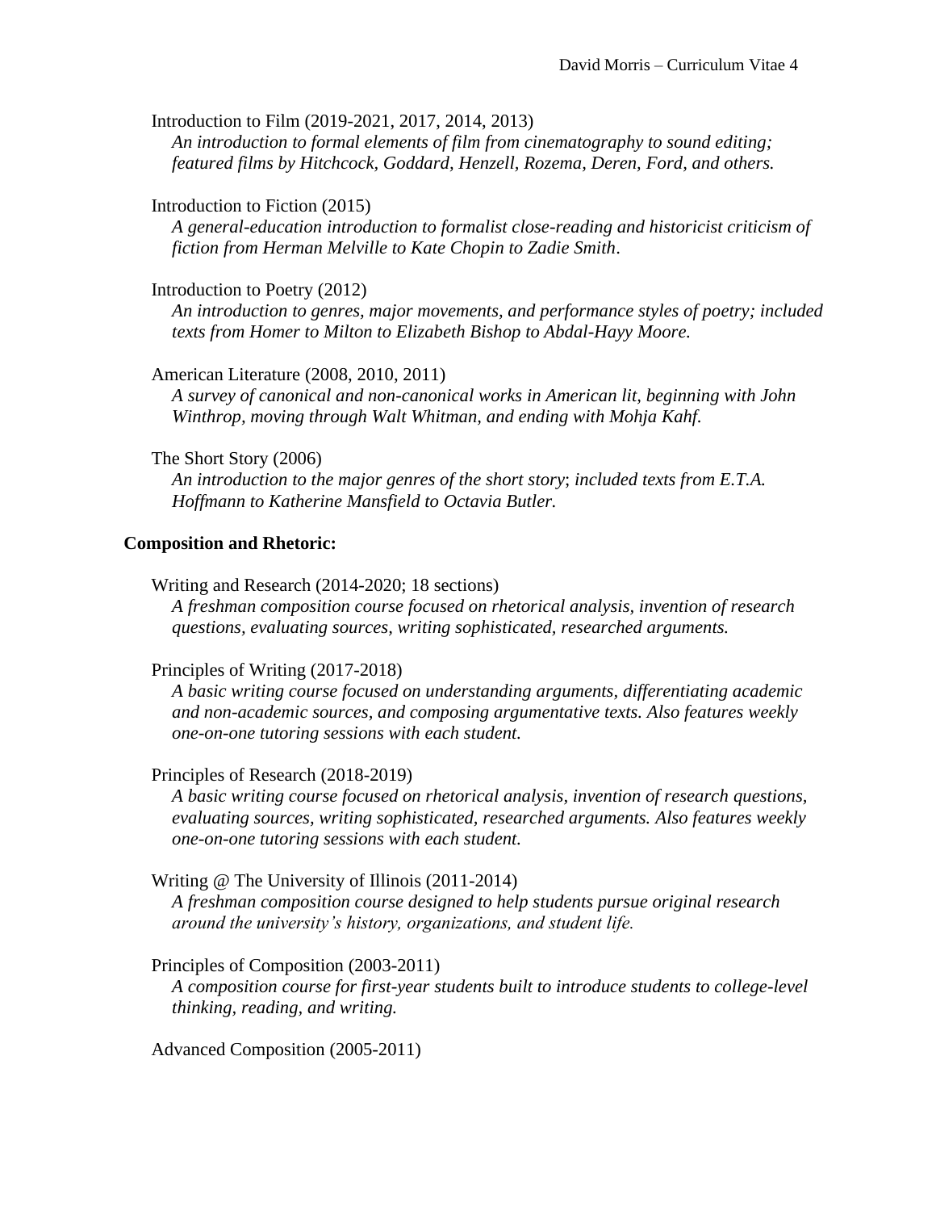Introduction to Film (2019-2021, 2017, 2014, 2013)
*An introduction to formal elements of film from cinematography to sound editing; featured films by Hitchcock, Goddard, Henzell, Rozema, Deren, Ford, and others.*

Introduction to Fiction (2015)
*A general-education introduction to formalist close-reading and historicist criticism of fiction from Herman Melville to Kate Chopin to Zadie Smith*.

Introduction to Poetry (2012)
*An introduction to genres, major movements, and performance styles of poetry; included texts from Homer to Milton to Elizabeth Bishop to Abdal-Hayy Moore.*

American Literature (2008, 2010, 2011)
*A survey of canonical and non-canonical works in American lit, beginning with John Winthrop, moving through Walt Whitman, and ending with Mohja Kahf.*

The Short Story (2006)
*An introduction to the major genres of the short story*; *included texts from E.T.A. Hoffmann to Katherine Mansfield to Octavia Butler.*

**Composition and Rhetoric:**

Writing and Research (2014-2020; 18 sections)
*A freshman composition course focused on rhetorical analysis, invention of research questions, evaluating sources, writing sophisticated, researched arguments.*

Principles of Writing (2017-2018)
*A basic writing course focused on understanding arguments, differentiating academic and non-academic sources, and composing argumentative texts. Also features weekly one-on-one tutoring sessions with each student.*

Principles of Research (2018-2019)
*A basic writing course focused on rhetorical analysis, invention of research questions, evaluating sources, writing sophisticated, researched arguments. Also features weekly one-on-one tutoring sessions with each student.*

Writing @ The University of Illinois (2011-2014)
*A freshman composition course designed to help students pursue original research around the university's history, organizations, and student life.*

Principles of Composition (2003-2011)
*A composition course for first-year students built to introduce students to college-level thinking, reading, and writing.*

Advanced Composition (2005-2011)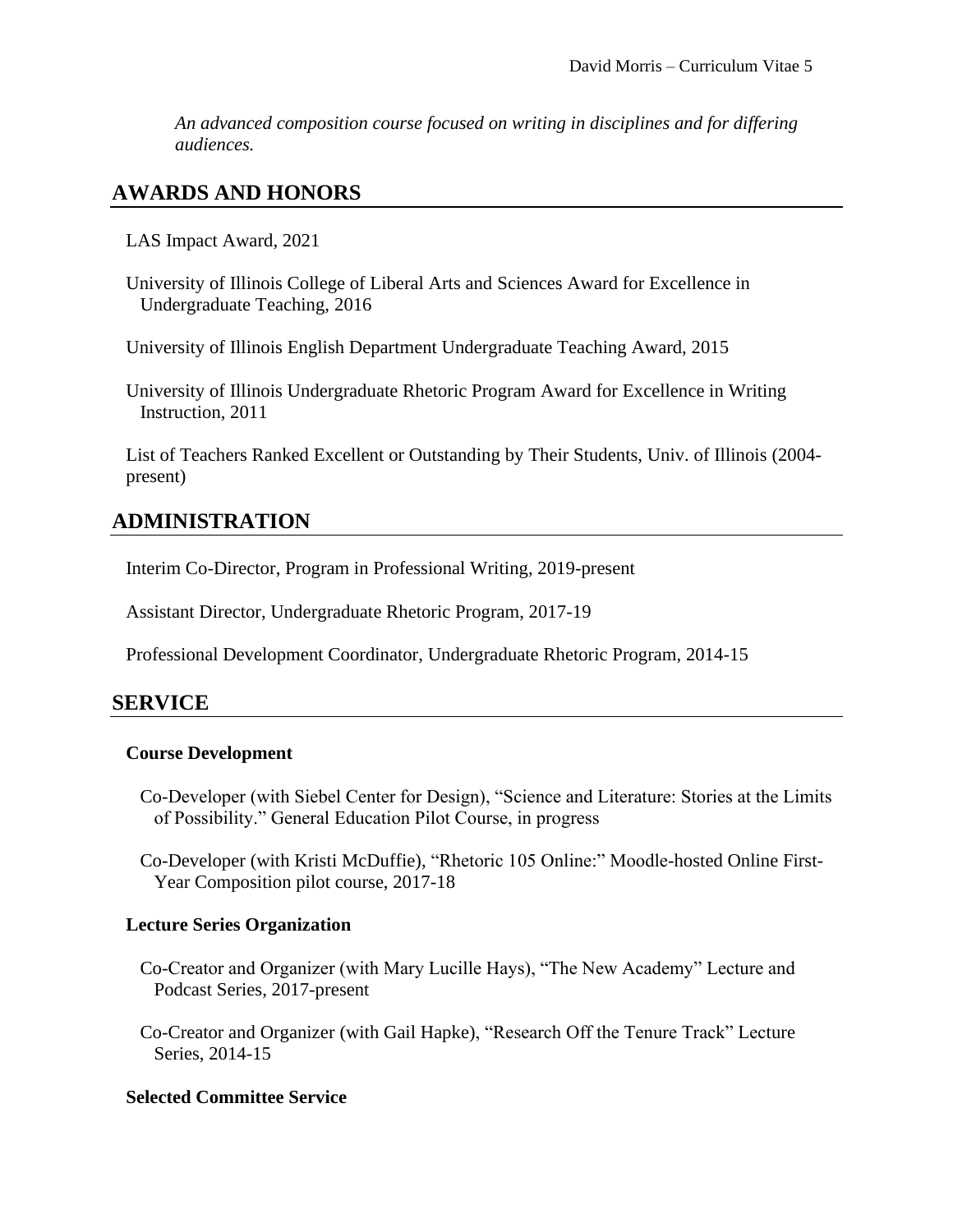*An advanced composition course focused on writing in disciplines and for differing audiences.*

## AWARDS AND HONORS

LAS Impact Award, 2021

University of Illinois College of Liberal Arts and Sciences Award for Excellence in Undergraduate Teaching, 2016

University of Illinois English Department Undergraduate Teaching Award, 2015

University of Illinois Undergraduate Rhetoric Program Award for Excellence in Writing Instruction, 2011

List of Teachers Ranked Excellent or Outstanding by Their Students, Univ. of Illinois (2004-present)

## ADMINISTRATION

Interim Co-Director, Program in Professional Writing, 2019-present

Assistant Director, Undergraduate Rhetoric Program, 2017-19

Professional Development Coordinator, Undergraduate Rhetoric Program, 2014-15

## SERVICE

**Course Development**

Co-Developer (with Siebel Center for Design), "Science and Literature: Stories at the Limits of Possibility." General Education Pilot Course, in progress

Co-Developer (with Kristi McDuffie), "Rhetoric 105 Online:" Moodle-hosted Online First-Year Composition pilot course, 2017-18

**Lecture Series Organization**

Co-Creator and Organizer (with Mary Lucille Hays), "The New Academy" Lecture and Podcast Series, 2017-present

Co-Creator and Organizer (with Gail Hapke), "Research Off the Tenure Track" Lecture Series, 2014-15

**Selected Committee Service**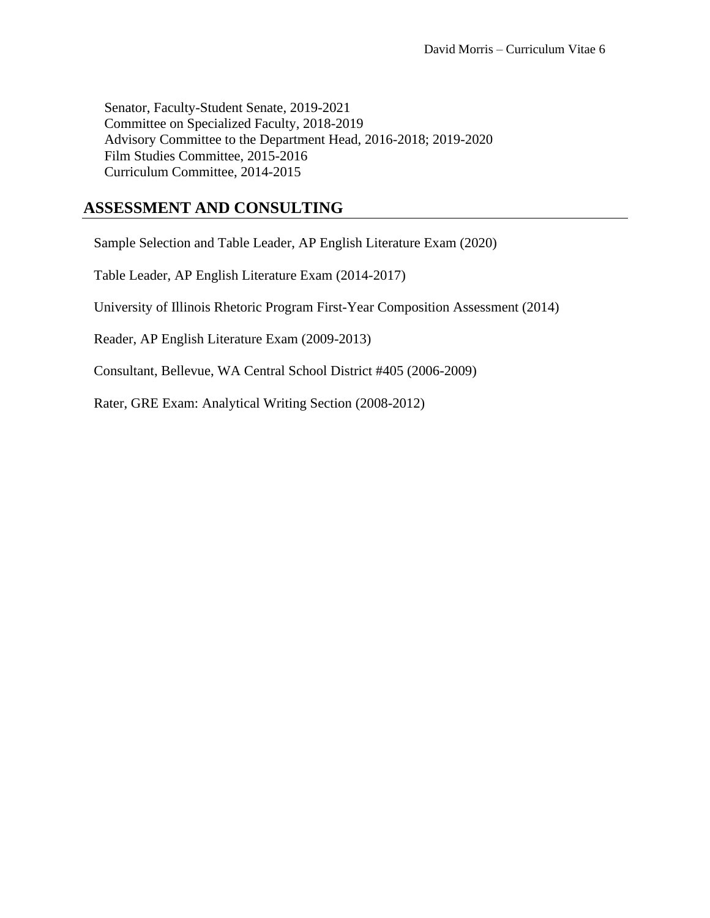Senator, Faculty-Student Senate, 2019-2021
Committee on Specialized Faculty, 2018-2019
Advisory Committee to the Department Head, 2016-2018; 2019-2020
Film Studies Committee, 2015-2016
Curriculum Committee, 2014-2015

## ASSESSMENT AND CONSULTING

Sample Selection and Table Leader, AP English Literature Exam (2020)

Table Leader, AP English Literature Exam (2014-2017)

University of Illinois Rhetoric Program First-Year Composition Assessment (2014)

Reader, AP English Literature Exam (2009-2013)

Consultant, Bellevue, WA Central School District #405 (2006-2009)

Rater, GRE Exam: Analytical Writing Section (2008-2012)